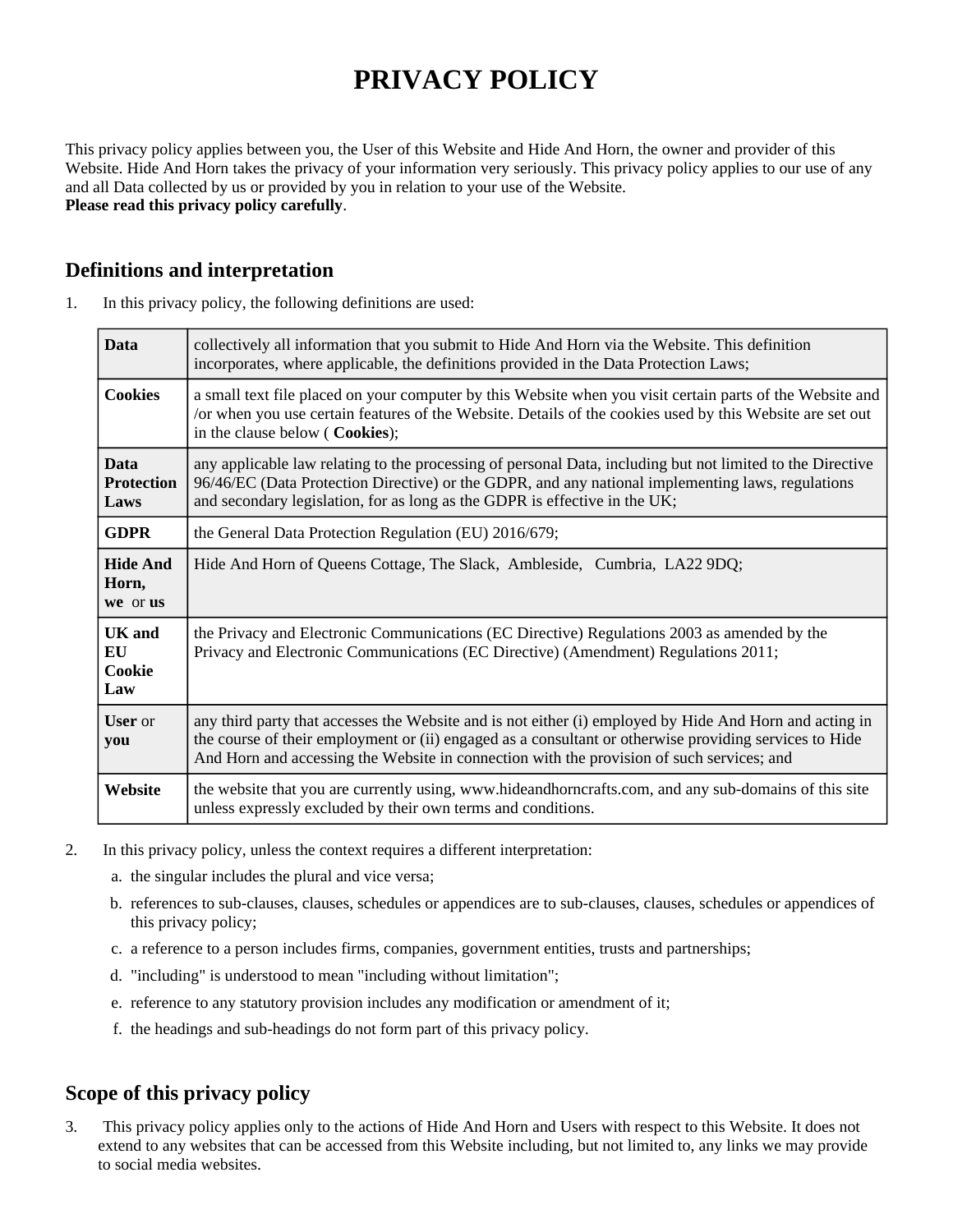# PRIVACY POLICY

This privacy policy applies between you, the User of this Website and Hide And Horn, the owner and provider of this Website. Hide And Horn takes the privacy of your information very seriously. This privacy policy applies to our use of any and all Data collected by us or provided by you in relation to your use of the Website.
**Please read this privacy policy carefully**.

## Definitions and interpretation

1. In this privacy policy, the following definitions are used:

| | |
|---|---|
| **Data** | collectively all information that you submit to Hide And Horn via the Website. This definition incorporates, where applicable, the definitions provided in the Data Protection Laws; |
| **Cookies** | a small text file placed on your computer by this Website when you visit certain parts of the Website and /or when you use certain features of the Website. Details of the cookies used by this Website are set out in the clause below ( **Cookies**); |
| **Data Protection Laws** | any applicable law relating to the processing of personal Data, including but not limited to the Directive 96/46/EC (Data Protection Directive) or the GDPR, and any national implementing laws, regulations and secondary legislation, for as long as the GDPR is effective in the UK; |
| **GDPR** | the General Data Protection Regulation (EU) 2016/679; |
| **Hide And Horn, we** or **us** | Hide And Horn of Queens Cottage, The Slack, Ambleside, Cumbria, LA22 9DQ; |
| **UK and EU Cookie Law** | the Privacy and Electronic Communications (EC Directive) Regulations 2003 as amended by the Privacy and Electronic Communications (EC Directive) (Amendment) Regulations 2011; |
| **User** or **you** | any third party that accesses the Website and is not either (i) employed by Hide And Horn and acting in the course of their employment or (ii) engaged as a consultant or otherwise providing services to Hide And Horn and accessing the Website in connection with the provision of such services; and |
| **Website** | the website that you are currently using, www.hideandhorncrafts.com, and any sub-domains of this site unless expressly excluded by their own terms and conditions. |

2. In this privacy policy, unless the context requires a different interpretation:
   a. the singular includes the plural and vice versa;
   b. references to sub-clauses, clauses, schedules or appendices are to sub-clauses, clauses, schedules or appendices of this privacy policy;
   c. a reference to a person includes firms, companies, government entities, trusts and partnerships;
   d. "including" is understood to mean "including without limitation";
   e. reference to any statutory provision includes any modification or amendment of it;
   f. the headings and sub-headings do not form part of this privacy policy.

## Scope of this privacy policy

3. This privacy policy applies only to the actions of Hide And Horn and Users with respect to this Website. It does not extend to any websites that can be accessed from this Website including, but not limited to, any links we may provide to social media websites.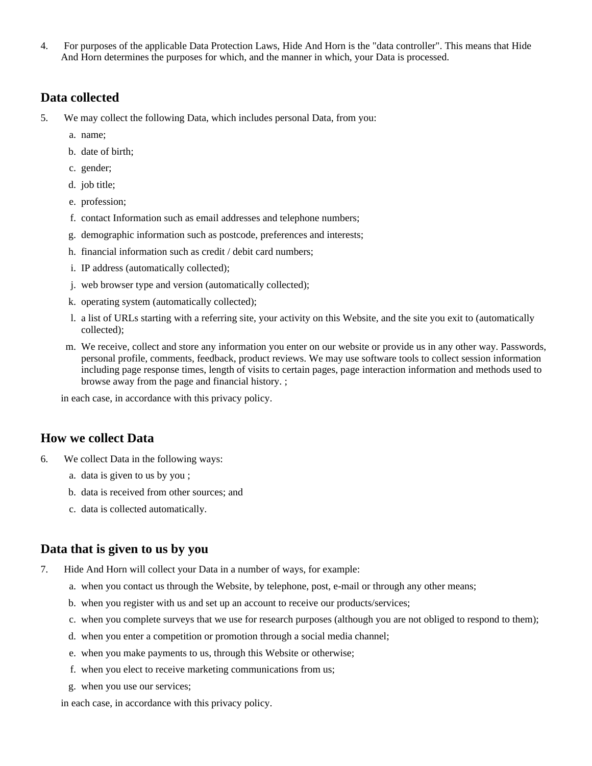4. For purposes of the applicable Data Protection Laws, Hide And Horn is the "data controller". This means that Hide And Horn determines the purposes for which, and the manner in which, your Data is processed.

## Data collected

5. We may collect the following Data, which includes personal Data, from you:
   a. name;
   b. date of birth;
   c. gender;
   d. job title;
   e. profession;
   f. contact Information such as email addresses and telephone numbers;
   g. demographic information such as postcode, preferences and interests;
   h. financial information such as credit / debit card numbers;
   i. IP address (automatically collected);
   j. web browser type and version (automatically collected);
   k. operating system (automatically collected);
   l. a list of URLs starting with a referring site, your activity on this Website, and the site you exit to (automatically collected);
   m. We receive, collect and store any information you enter on our website or provide us in any other way. Passwords, personal profile, comments, feedback, product reviews. We may use software tools to collect session information including page response times, length of visits to certain pages, page interaction information and methods used to browse away from the page and financial history. ;

   in each case, in accordance with this privacy policy.

## How we collect Data

6. We collect Data in the following ways:
   a. data is given to us by you ;
   b. data is received from other sources; and
   c. data is collected automatically.

## Data that is given to us by you

7. Hide And Horn will collect your Data in a number of ways, for example:
   a. when you contact us through the Website, by telephone, post, e-mail or through any other means;
   b. when you register with us and set up an account to receive our products/services;
   c. when you complete surveys that we use for research purposes (although you are not obliged to respond to them);
   d. when you enter a competition or promotion through a social media channel;
   e. when you make payments to us, through this Website or otherwise;
   f. when you elect to receive marketing communications from us;
   g. when you use our services;

   in each case, in accordance with this privacy policy.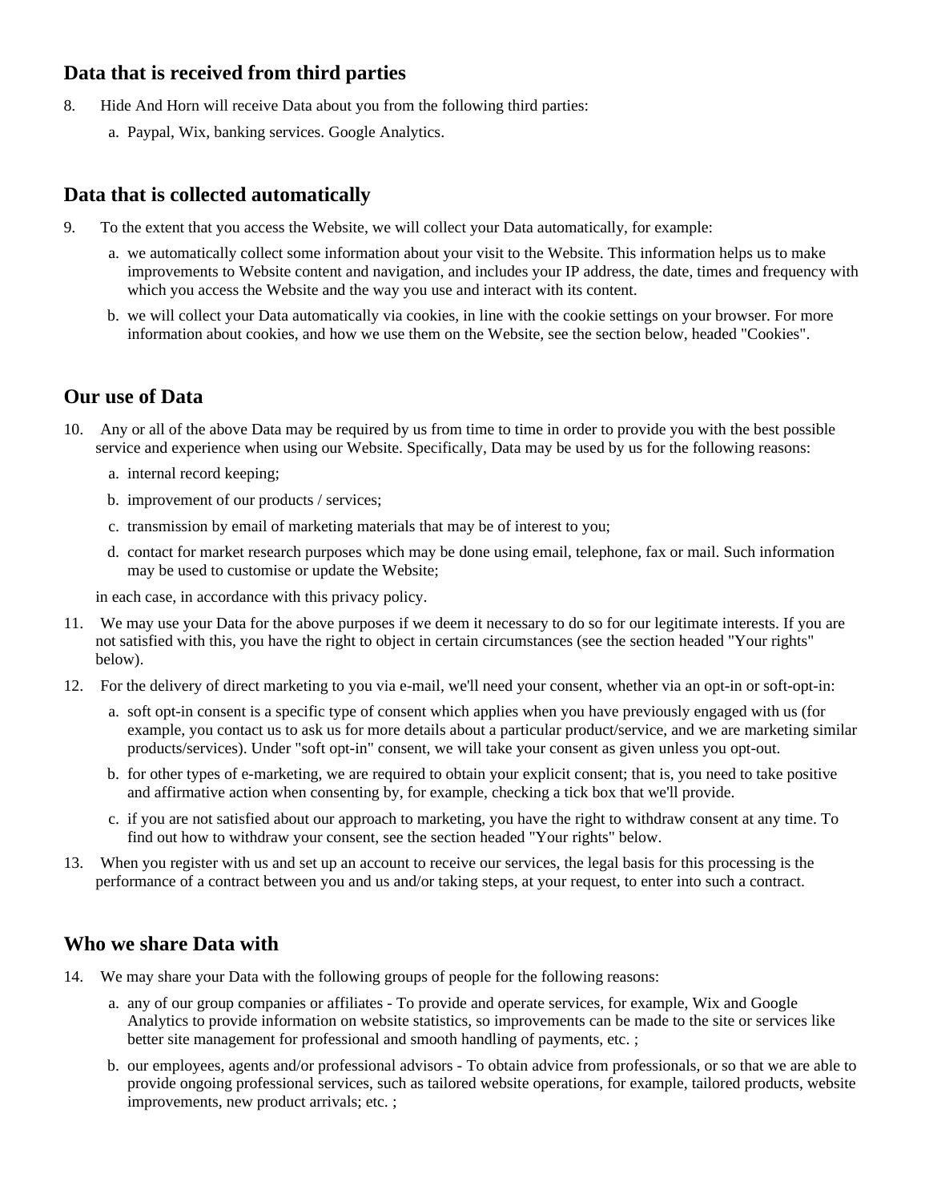## Data that is received from third parties

8. Hide And Horn will receive Data about you from the following third parties:
   a. Paypal, Wix, banking services. Google Analytics.

## Data that is collected automatically

9. To the extent that you access the Website, we will collect your Data automatically, for example:
   a. we automatically collect some information about your visit to the Website. This information helps us to make improvements to Website content and navigation, and includes your IP address, the date, times and frequency with which you access the Website and the way you use and interact with its content.
   b. we will collect your Data automatically via cookies, in line with the cookie settings on your browser. For more information about cookies, and how we use them on the Website, see the section below, headed "Cookies".

## Our use of Data

10. Any or all of the above Data may be required by us from time to time in order to provide you with the best possible service and experience when using our Website. Specifically, Data may be used by us for the following reasons:
    a. internal record keeping;
    b. improvement of our products / services;
    c. transmission by email of marketing materials that may be of interest to you;
    d. contact for market research purposes which may be done using email, telephone, fax or mail. Such information may be used to customise or update the Website;

    in each case, in accordance with this privacy policy.
11. We may use your Data for the above purposes if we deem it necessary to do so for our legitimate interests. If you are not satisfied with this, you have the right to object in certain circumstances (see the section headed "Your rights" below).
12. For the delivery of direct marketing to you via e-mail, we'll need your consent, whether via an opt-in or soft-opt-in:
    a. soft opt-in consent is a specific type of consent which applies when you have previously engaged with us (for example, you contact us to ask us for more details about a particular product/service, and we are marketing similar products/services). Under "soft opt-in" consent, we will take your consent as given unless you opt-out.
    b. for other types of e-marketing, we are required to obtain your explicit consent; that is, you need to take positive and affirmative action when consenting by, for example, checking a tick box that we'll provide.
    c. if you are not satisfied about our approach to marketing, you have the right to withdraw consent at any time. To find out how to withdraw your consent, see the section headed "Your rights" below.
13. When you register with us and set up an account to receive our services, the legal basis for this processing is the performance of a contract between you and us and/or taking steps, at your request, to enter into such a contract.

## Who we share Data with

14. We may share your Data with the following groups of people for the following reasons:
    a. any of our group companies or affiliates - To provide and operate services, for example, Wix and Google Analytics to provide information on website statistics, so improvements can be made to the site or services like better site management for professional and smooth handling of payments, etc. ;
    b. our employees, agents and/or professional advisors - To obtain advice from professionals, or so that we are able to provide ongoing professional services, such as tailored website operations, for example, tailored products, website improvements, new product arrivals; etc. ;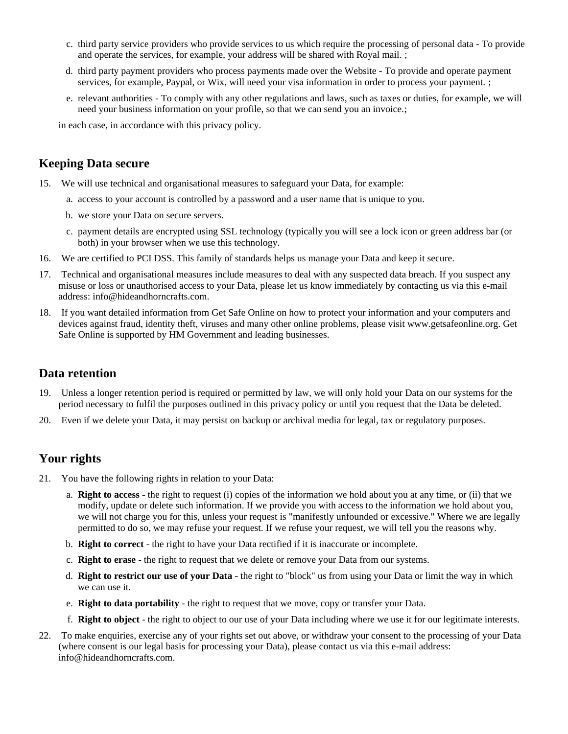c. third party service providers who provide services to us which require the processing of personal data - To provide and operate the services, for example, your address will be shared with Royal mail. ;

d. third party payment providers who process payments made over the Website - To provide and operate payment services, for example, Paypal, or Wix, will need your visa information in order to process your payment. ;

e. relevant authorities - To comply with any other regulations and laws, such as taxes or duties, for example, we will need your business information on your profile, so that we can send you an invoice.;

in each case, in accordance with this privacy policy.

## Keeping Data secure

15. We will use technical and organisational measures to safeguard your Data, for example:
    a. access to your account is controlled by a password and a user name that is unique to you.
    b. we store your Data on secure servers.
    c. payment details are encrypted using SSL technology (typically you will see a lock icon or green address bar (or both) in your browser when we use this technology.
16. We are certified to PCI DSS. This family of standards helps us manage your Data and keep it secure.
17. Technical and organisational measures include measures to deal with any suspected data breach. If you suspect any misuse or loss or unauthorised access to your Data, please let us know immediately by contacting us via this e-mail address: info@hideandhorncrafts.com.
18. If you want detailed information from Get Safe Online on how to protect your information and your computers and devices against fraud, identity theft, viruses and many other online problems, please visit www.getsafeonline.org. Get Safe Online is supported by HM Government and leading businesses.

## Data retention

19. Unless a longer retention period is required or permitted by law, we will only hold your Data on our systems for the period necessary to fulfil the purposes outlined in this privacy policy or until you request that the Data be deleted.
20. Even if we delete your Data, it may persist on backup or archival media for legal, tax or regulatory purposes.

## Your rights

21. You have the following rights in relation to your Data:
    a. **Right to access** - the right to request (i) copies of the information we hold about you at any time, or (ii) that we modify, update or delete such information. If we provide you with access to the information we hold about you, we will not charge you for this, unless your request is "manifestly unfounded or excessive." Where we are legally permitted to do so, we may refuse your request. If we refuse your request, we will tell you the reasons why.
    b. **Right to correct** - the right to have your Data rectified if it is inaccurate or incomplete.
    c. **Right to erase** - the right to request that we delete or remove your Data from our systems.
    d. **Right to restrict our use of your Data** - the right to "block" us from using your Data or limit the way in which we can use it.
    e. **Right to data portability** - the right to request that we move, copy or transfer your Data.
    f. **Right to object** - the right to object to our use of your Data including where we use it for our legitimate interests.
22. To make enquiries, exercise any of your rights set out above, or withdraw your consent to the processing of your Data (where consent is our legal basis for processing your Data), please contact us via this e-mail address: info@hideandhorncrafts.com.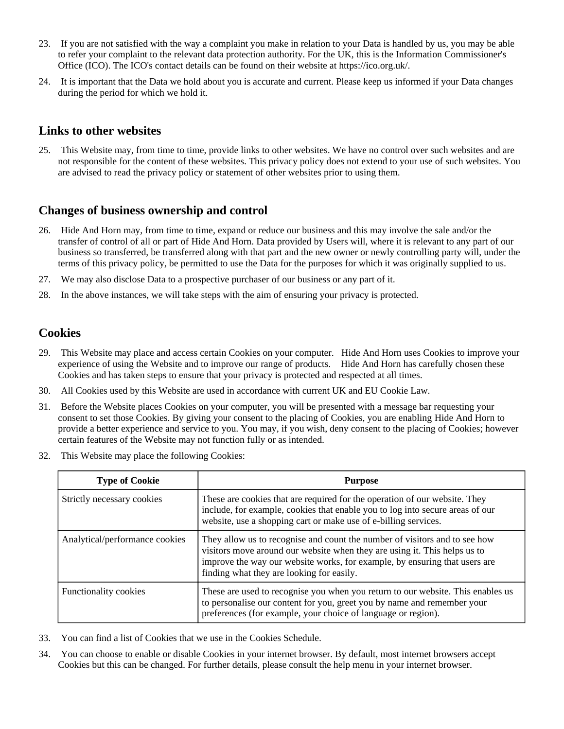23. If you are not satisfied with the way a complaint you make in relation to your Data is handled by us, you may be able to refer your complaint to the relevant data protection authority. For the UK, this is the Information Commissioner's Office (ICO). The ICO's contact details can be found on their website at https://ico.org.uk/.

24. It is important that the Data we hold about you is accurate and current. Please keep us informed if your Data changes during the period for which we hold it.

## Links to other websites

25. This Website may, from time to time, provide links to other websites. We have no control over such websites and are not responsible for the content of these websites. This privacy policy does not extend to your use of such websites. You are advised to read the privacy policy or statement of other websites prior to using them.

## Changes of business ownership and control

26. Hide And Horn may, from time to time, expand or reduce our business and this may involve the sale and/or the transfer of control of all or part of Hide And Horn. Data provided by Users will, where it is relevant to any part of our business so transferred, be transferred along with that part and the new owner or newly controlling party will, under the terms of this privacy policy, be permitted to use the Data for the purposes for which it was originally supplied to us.

27. We may also disclose Data to a prospective purchaser of our business or any part of it.

28. In the above instances, we will take steps with the aim of ensuring your privacy is protected.

## Cookies

29. This Website may place and access certain Cookies on your computer. Hide And Horn uses Cookies to improve your experience of using the Website and to improve our range of products. Hide And Horn has carefully chosen these Cookies and has taken steps to ensure that your privacy is protected and respected at all times.

30. All Cookies used by this Website are used in accordance with current UK and EU Cookie Law.

31. Before the Website places Cookies on your computer, you will be presented with a message bar requesting your consent to set those Cookies. By giving your consent to the placing of Cookies, you are enabling Hide And Horn to provide a better experience and service to you. You may, if you wish, deny consent to the placing of Cookies; however certain features of the Website may not function fully or as intended.

32. This Website may place the following Cookies:

| Type of Cookie | Purpose |
|---|---|
| Strictly necessary cookies | These are cookies that are required for the operation of our website. They include, for example, cookies that enable you to log into secure areas of our website, use a shopping cart or make use of e-billing services. |
| Analytical/performance cookies | They allow us to recognise and count the number of visitors and to see how visitors move around our website when they are using it. This helps us to improve the way our website works, for example, by ensuring that users are finding what they are looking for easily. |
| Functionality cookies | These are used to recognise you when you return to our website. This enables us to personalise our content for you, greet you by name and remember your preferences (for example, your choice of language or region). |

33. You can find a list of Cookies that we use in the Cookies Schedule.

34. You can choose to enable or disable Cookies in your internet browser. By default, most internet browsers accept Cookies but this can be changed. For further details, please consult the help menu in your internet browser.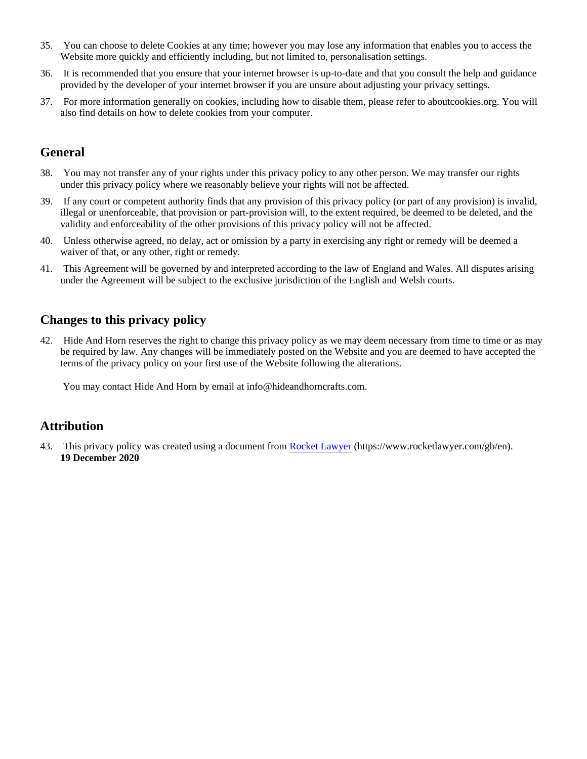35. You can choose to delete Cookies at any time; however you may lose any information that enables you to access the Website more quickly and efficiently including, but not limited to, personalisation settings.
36. It is recommended that you ensure that your internet browser is up-to-date and that you consult the help and guidance provided by the developer of your internet browser if you are unsure about adjusting your privacy settings.
37. For more information generally on cookies, including how to disable them, please refer to aboutcookies.org. You will also find details on how to delete cookies from your computer.

## General

38. You may not transfer any of your rights under this privacy policy to any other person. We may transfer our rights under this privacy policy where we reasonably believe your rights will not be affected.
39. If any court or competent authority finds that any provision of this privacy policy (or part of any provision) is invalid, illegal or unenforceable, that provision or part-provision will, to the extent required, be deemed to be deleted, and the validity and enforceability of the other provisions of this privacy policy will not be affected.
40. Unless otherwise agreed, no delay, act or omission by a party in exercising any right or remedy will be deemed a waiver of that, or any other, right or remedy.
41. This Agreement will be governed by and interpreted according to the law of England and Wales. All disputes arising under the Agreement will be subject to the exclusive jurisdiction of the English and Welsh courts.

## Changes to this privacy policy

42. Hide And Horn reserves the right to change this privacy policy as we may deem necessary from time to time or as may be required by law. Any changes will be immediately posted on the Website and you are deemed to have accepted the terms of the privacy policy on your first use of the Website following the alterations.

 You may contact Hide And Horn by email at info@hideandhorncrafts.com.

## Attribution

43. This privacy policy was created using a document from [Rocket Lawyer](https://www.rocketlawyer.com/gb/en) (https://www.rocketlawyer.com/gb/en).
 **19 December 2020**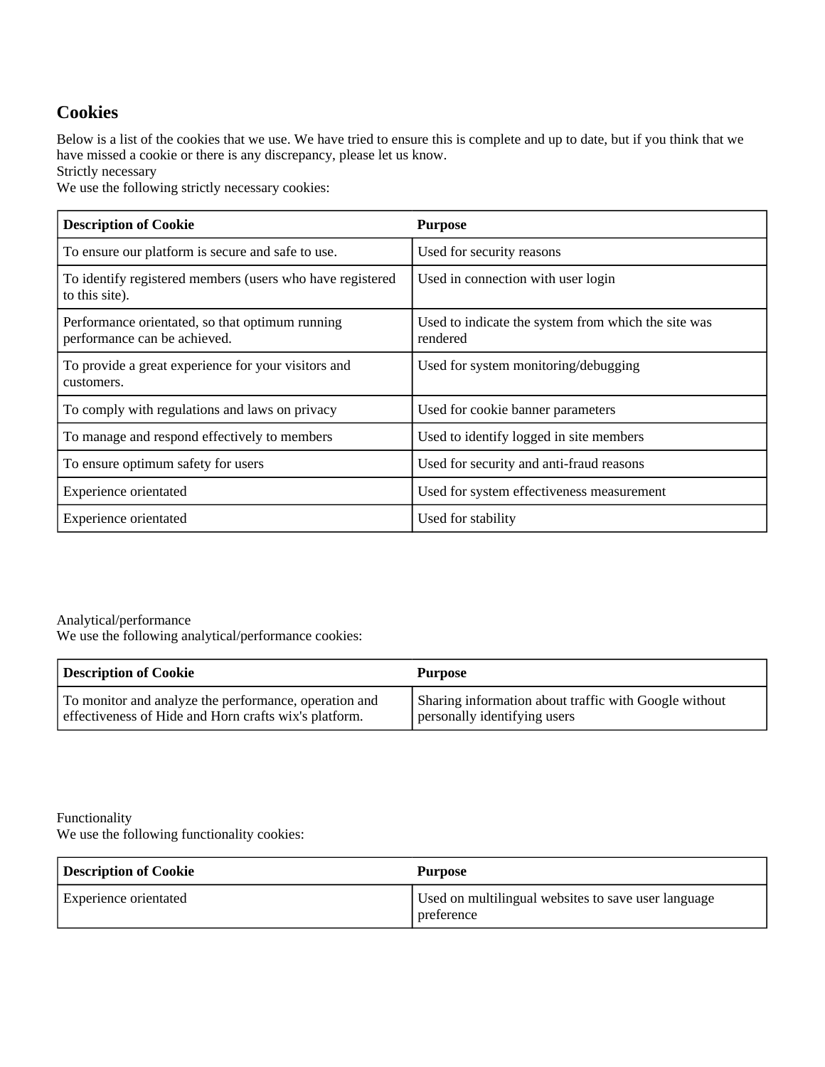## Cookies

Below is a list of the cookies that we use. We have tried to ensure this is complete and up to date, but if you think that we have missed a cookie or there is any discrepancy, please let us know.
Strictly necessary
We use the following strictly necessary cookies:

| Description of Cookie | Purpose |
| --- | --- |
| To ensure our platform is secure and safe to use. | Used for security reasons |
| To identify registered members (users who have registered to this site). | Used in connection with user login |
| Performance orientated, so that optimum running performance can be achieved. | Used to indicate the system from which the site was rendered |
| To provide a great experience for your visitors and customers. | Used for system monitoring/debugging |
| To comply with regulations and laws on privacy | Used for cookie banner parameters |
| To manage and respond effectively to members | Used to identify logged in site members |
| To ensure optimum safety for users | Used for security and anti-fraud reasons |
| Experience orientated | Used for system effectiveness measurement |
| Experience orientated | Used for stability |

Analytical/performance
We use the following analytical/performance cookies:

| Description of Cookie | Purpose |
| --- | --- |
| To monitor and analyze the performance, operation and effectiveness of Hide and Horn crafts wix's platform. | Sharing information about traffic with Google without personally identifying users |

Functionality
We use the following functionality cookies:

| Description of Cookie | Purpose |
| --- | --- |
| Experience orientated | Used on multilingual websites to save user language preference |